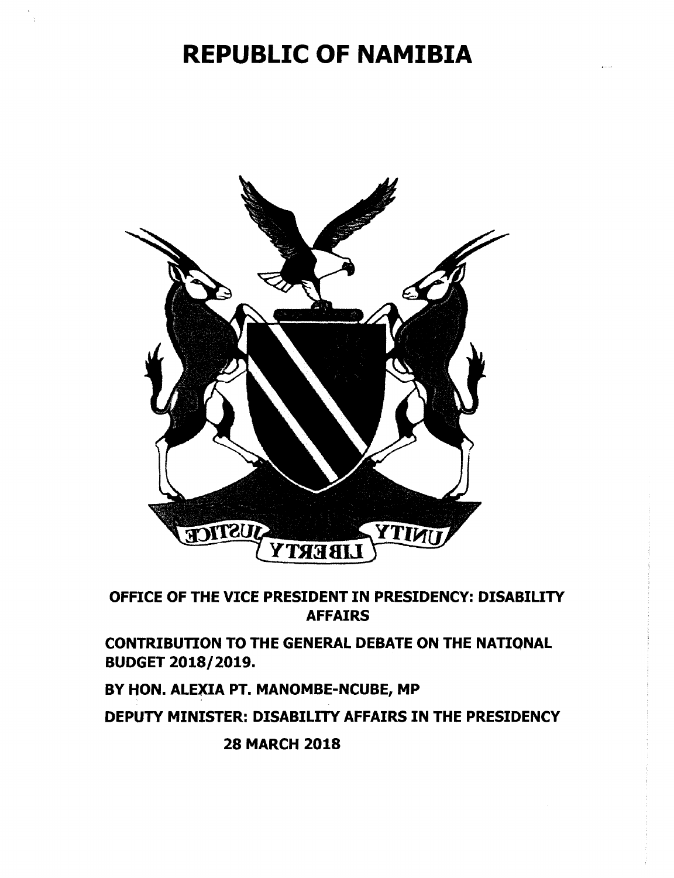# REPUBLIC OF NAMIBIA

**OFFICE OF THE VICE PRESIDENT IN PRESIDENCY: DISABILITY AFFAIRS**

**CONTRIBUTION TO THE GENERAL DEBATE ON THE NATIONAL BUDGET 2018/2019.**

**BY HON. ALEXIA PT. MANOMBE-NCUBE, MP**

**DEPUTY MINISTER: DISABILITY AFFAIRS IN THE PRESIDENCY**

**28 MARCH 2018**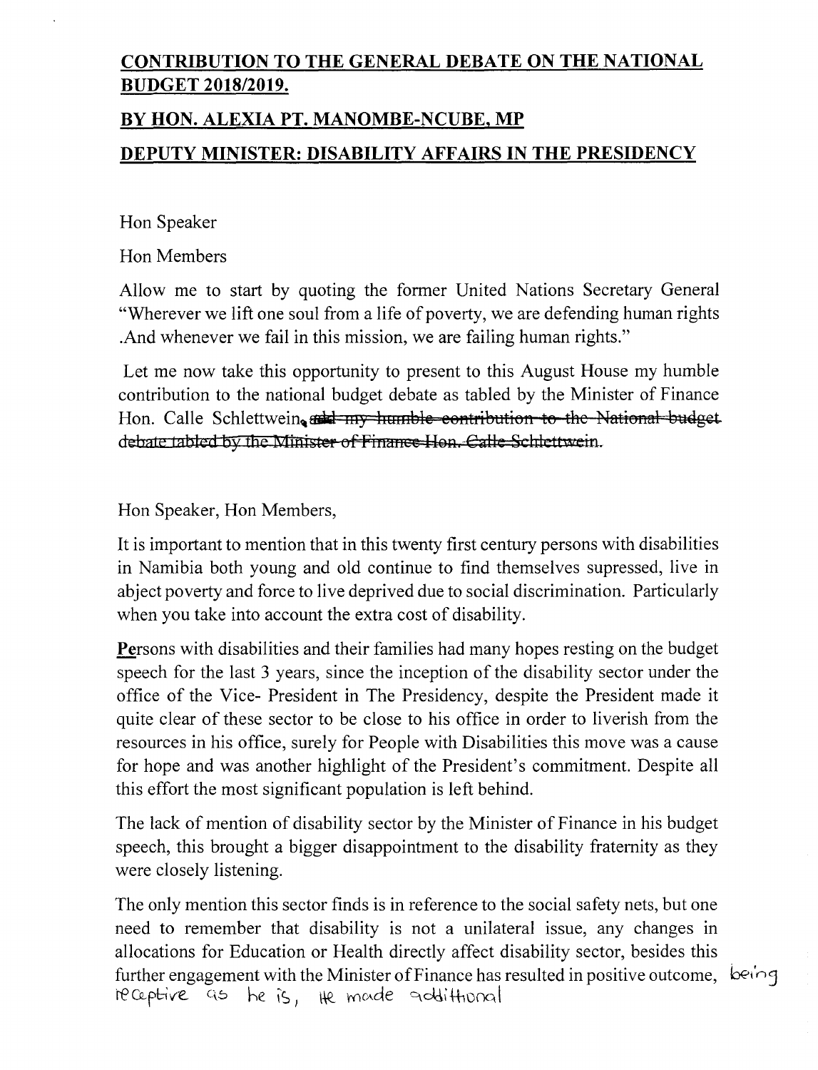## CONTRIBUTION TO THE GENERAL DEBATE ON THE NATIONAL BUDGET 2018/2019.

## BY HON. ALEXIA PT. MANOMBE-NCUBE, MP

## DEPUTY MINISTER: DISABILITY AFFAIRS IN THE PRESIDENCY

Hon Speaker

Hon Members

Allow me to start by quoting the former United Nations Secretary General "Wherever we lift one soul from a life of poverty, we are defending human rights .And whenever we fail in this mission, we are failing human rights."

Let me now take this opportunity to present to this August House my humble contribution to the national budget debate as tabled by the Minister of Finance Hon. Calle Schlettwein. ~~and my humble contribution to the National budget debate tabled by the Minister of Finance Hon. Calle Schlettwein.~~

Hon Speaker, Hon Members,

It is important to mention that in this twenty first century persons with disabilities in Namibia both young and old continue to find themselves supressed, live in abject poverty and force to live deprived due to social discrimination. Particularly when you take into account the extra cost of disability.

Persons with disabilities and their families had many hopes resting on the budget speech for the last 3 years, since the inception of the disability sector under the office of the Vice- President in The Presidency, despite the President made it quite clear of these sector to be close to his office in order to liverish from the resources in his office, surely for People with Disabilities this move was a cause for hope and was another highlight of the President's commitment. Despite all this effort the most significant population is left behind.

The lack of mention of disability sector by the Minister of Finance in his budget speech, this brought a bigger disappointment to the disability fraternity as they were closely listening.

The only mention this sector finds is in reference to the social safety nets, but one need to remember that disability is not a unilateral issue, any changes in allocations for Education or Health directly affect disability sector, besides this further engagement with the Minister of Finance has resulted in positive outcome, being receptive as he is, He made additional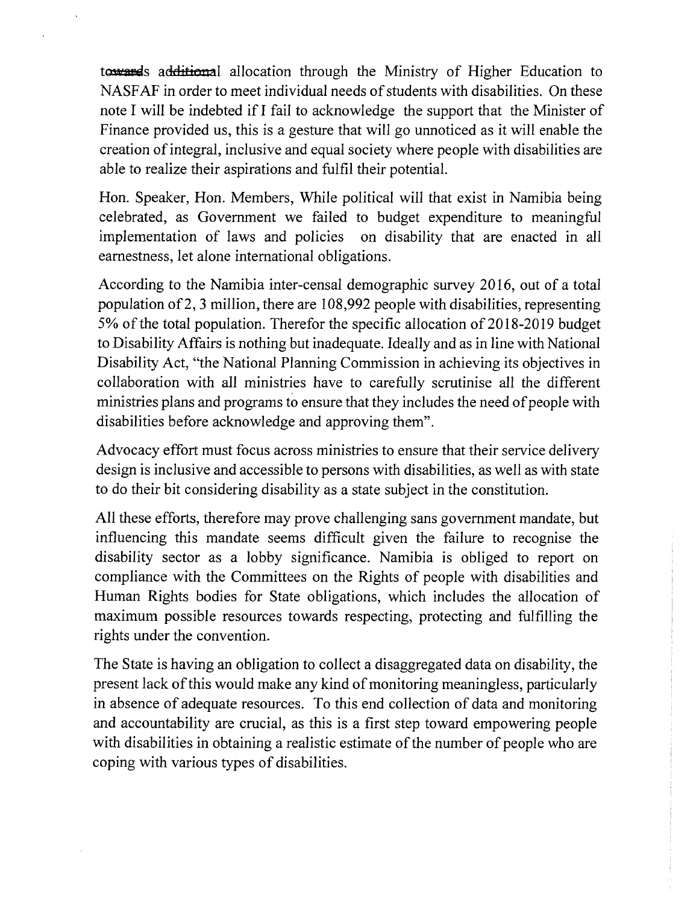towards additional allocation through the Ministry of Higher Education to NASFAF in order to meet individual needs of students with disabilities. On these note I will be indebted if I fail to acknowledge the support that the Minister of Finance provided us, this is a gesture that will go unnoticed as it will enable the creation of integral, inclusive and equal society where people with disabilities are able to realize their aspirations and fulfil their potential.

Hon. Speaker, Hon. Members, While political will that exist in Namibia being celebrated, as Government we failed to budget expenditure to meaningful implementation of laws and policies on disability that are enacted in all earnestness, let alone international obligations.

According to the Namibia inter-censal demographic survey 2016, out of a total population of 2, 3 million, there are 108,992 people with disabilities, representing 5% of the total population. Therefor the specific allocation of 2018-2019 budget to Disability Affairs is nothing but inadequate. Ideally and as in line with National Disability Act, "the National Planning Commission in achieving its objectives in collaboration with all ministries have to carefully scrutinise all the different ministries plans and programs to ensure that they includes the need of people with disabilities before acknowledge and approving them".

Advocacy effort must focus across ministries to ensure that their service delivery design is inclusive and accessible to persons with disabilities, as well as with state to do their bit considering disability as a state subject in the constitution.

All these efforts, therefore may prove challenging sans government mandate, but influencing this mandate seems difficult given the failure to recognise the disability sector as a lobby significance. Namibia is obliged to report on compliance with the Committees on the Rights of people with disabilities and Human Rights bodies for State obligations, which includes the allocation of maximum possible resources towards respecting, protecting and fulfilling the rights under the convention.

The State is having an obligation to collect a disaggregated data on disability, the present lack of this would make any kind of monitoring meaningless, particularly in absence of adequate resources. To this end collection of data and monitoring and accountability are crucial, as this is a first step toward empowering people with disabilities in obtaining a realistic estimate of the number of people who are coping with various types of disabilities.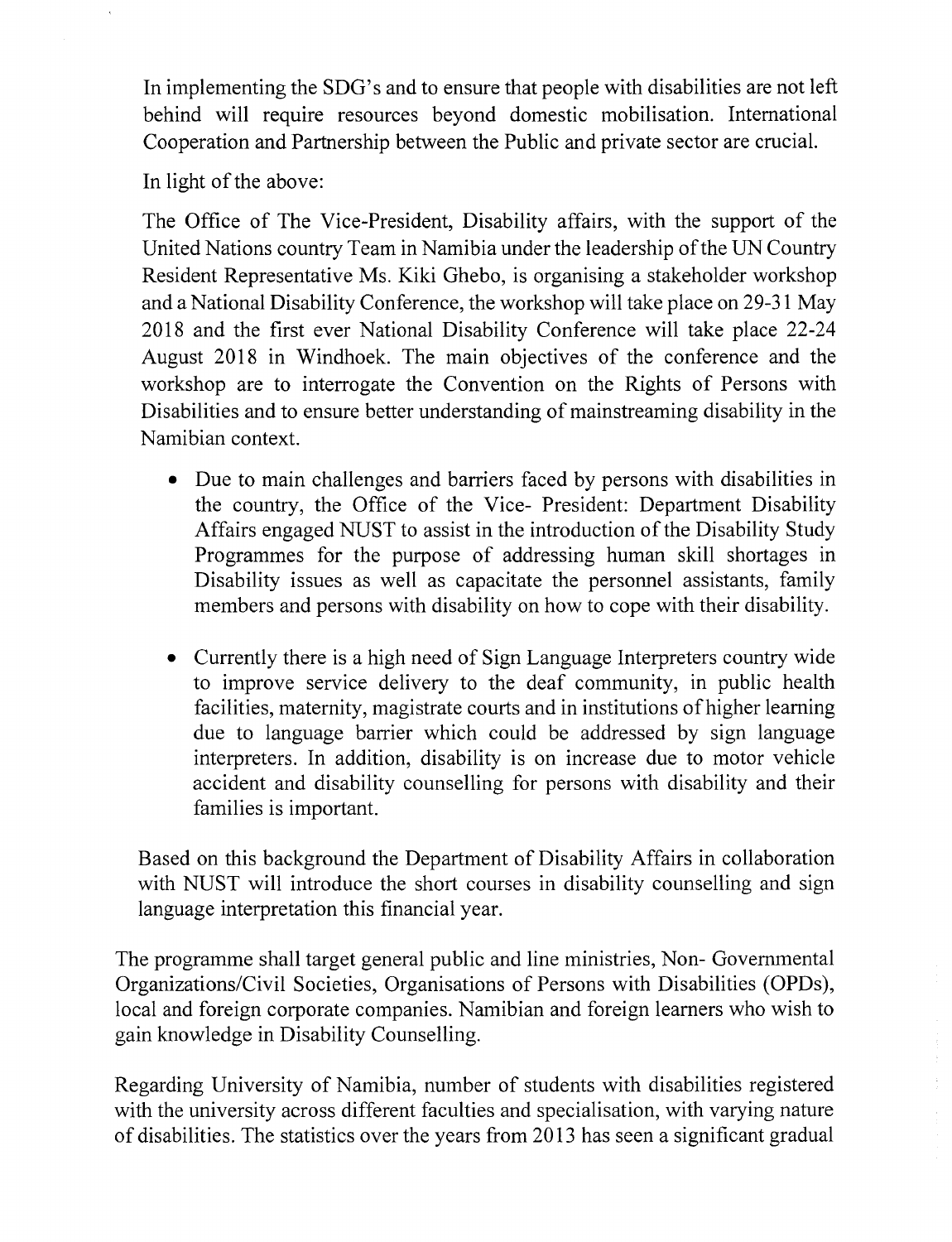In implementing the SDG's and to ensure that people with disabilities are not left behind will require resources beyond domestic mobilisation. International Cooperation and Partnership between the Public and private sector are crucial.

In light of the above:

The Office of The Vice-President, Disability affairs, with the support of the United Nations country Team in Namibia under the leadership of the UN Country Resident Representative Ms. Kiki Ghebo, is organising a stakeholder workshop and a National Disability Conference, the workshop will take place on 29-31 May 2018 and the first ever National Disability Conference will take place 22-24 August 2018 in Windhoek. The main objectives of the conference and the workshop are to interrogate the Convention on the Rights of Persons with Disabilities and to ensure better understanding of mainstreaming disability in the Namibian context.

- Due to main challenges and barriers faced by persons with disabilities in the country, the Office of the Vice- President: Department Disability Affairs engaged NUST to assist in the introduction of the Disability Study Programmes for the purpose of addressing human skill shortages in Disability issues as well as capacitate the personnel assistants, family members and persons with disability on how to cope with their disability.

- Currently there is a high need of Sign Language Interpreters country wide to improve service delivery to the deaf community, in public health facilities, maternity, magistrate courts and in institutions of higher learning due to language barrier which could be addressed by sign language interpreters. In addition, disability is on increase due to motor vehicle accident and disability counselling for persons with disability and their families is important.

Based on this background the Department of Disability Affairs in collaboration with NUST will introduce the short courses in disability counselling and sign language interpretation this financial year.

The programme shall target general public and line ministries, Non- Governmental Organizations/Civil Societies, Organisations of Persons with Disabilities (OPDs), local and foreign corporate companies. Namibian and foreign learners who wish to gain knowledge in Disability Counselling.

Regarding University of Namibia, number of students with disabilities registered with the university across different faculties and specialisation, with varying nature of disabilities. The statistics over the years from 2013 has seen a significant gradual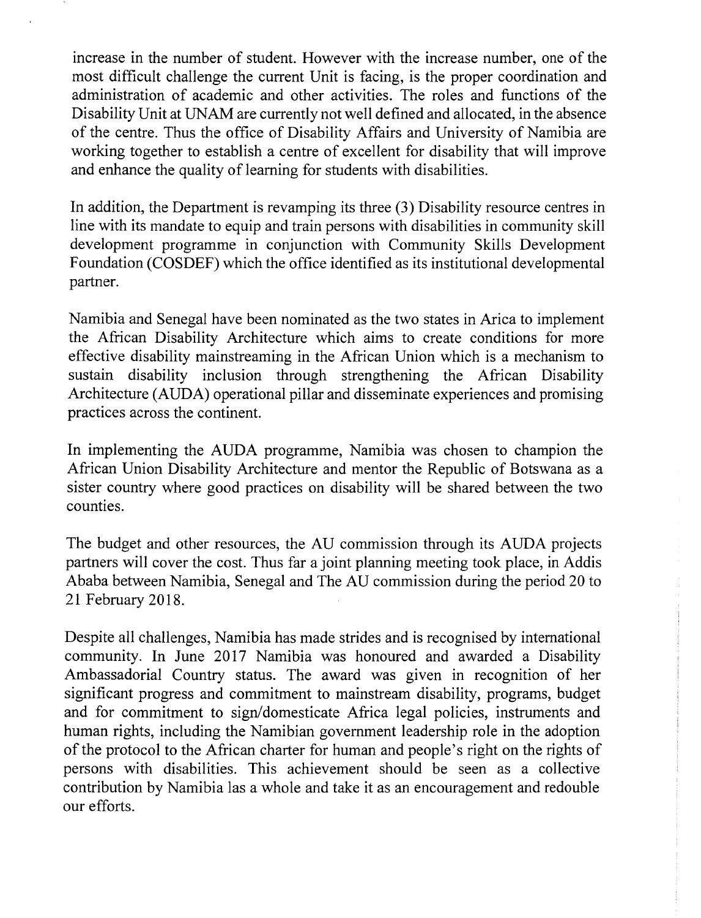increase in the number of student. However with the increase number, one of the most difficult challenge the current Unit is facing, is the proper coordination and administration of academic and other activities. The roles and functions of the Disability Unit at UNAM are currently not well defined and allocated, in the absence of the centre. Thus the office of Disability Affairs and University of Namibia are working together to establish a centre of excellent for disability that will improve and enhance the quality of learning for students with disabilities.

In addition, the Department is revamping its three (3) Disability resource centres in line with its mandate to equip and train persons with disabilities in community skill development programme in conjunction with Community Skills Development Foundation (COSDEF) which the office identified as its institutional developmental partner.

Namibia and Senegal have been nominated as the two states in Arica to implement the African Disability Architecture which aims to create conditions for more effective disability mainstreaming in the African Union which is a mechanism to sustain disability inclusion through strengthening the African Disability Architecture (AUDA) operational pillar and disseminate experiences and promising practices across the continent.

In implementing the AUDA programme, Namibia was chosen to champion the African Union Disability Architecture and mentor the Republic of Botswana as a sister country where good practices on disability will be shared between the two counties.

The budget and other resources, the AU commission through its AUDA projects partners will cover the cost. Thus far a joint planning meeting took place, in Addis Ababa between Namibia, Senegal and The AU commission during the period 20 to 21 February 2018.

Despite all challenges, Namibia has made strides and is recognised by international community. In June 2017 Namibia was honoured and awarded a Disability Ambassadorial Country status. The award was given in recognition of her significant progress and commitment to mainstream disability, programs, budget and for commitment to sign/domesticate Africa legal policies, instruments and human rights, including the Namibian government leadership role in the adoption of the protocol to the African charter for human and people's right on the rights of persons with disabilities. This achievement should be seen as a collective contribution by Namibia las a whole and take it as an encouragement and redouble our efforts.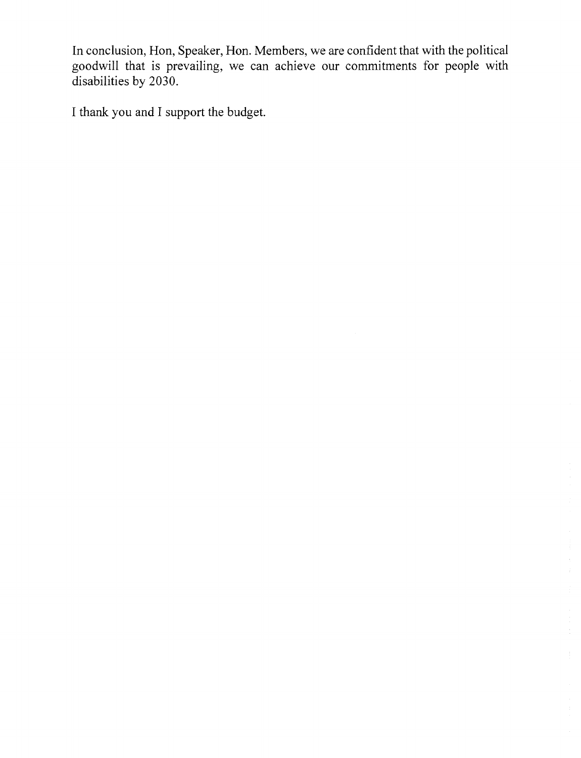In conclusion, Hon, Speaker, Hon. Members, we are confident that with the political goodwill that is prevailing, we can achieve our commitments for people with disabilities by 2030.

I thank you and I support the budget.